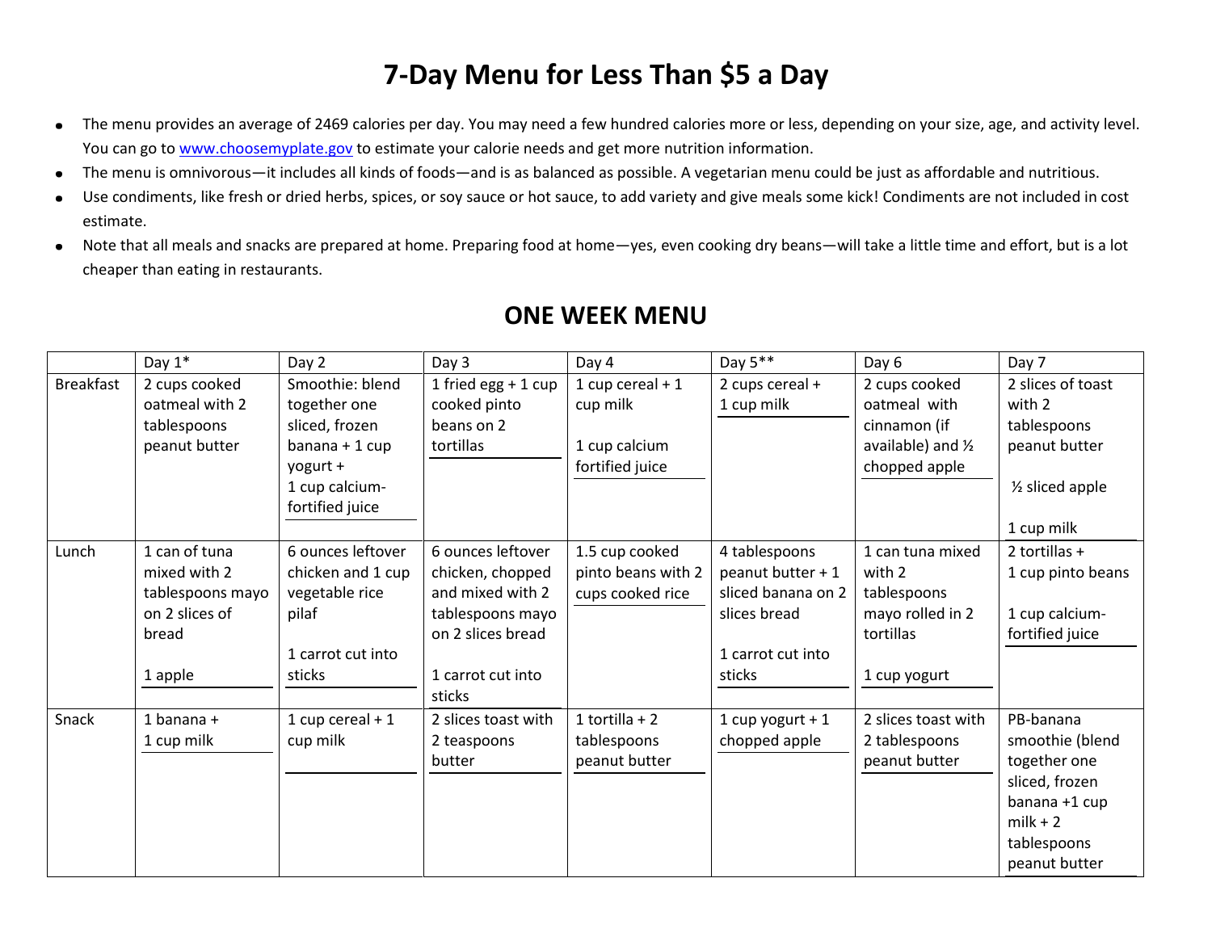# 7-Day Menu for Less Than $5 a Day

- The menu provides an average of 2469 calories per day. You may need a few hundred calories more or less, depending on your size, age, and activity level. You can go to www.choosemyplate.gov to estimate your calorie needs and get more nutrition information.
- The menu is omnivorous—it includes all kinds of foods—and is as balanced as possible. A vegetarian menu could be just as affordable and nutritious.
- Use condiments, like fresh or dried herbs, spices, or soy sauce or hot sauce, to add variety and give meals some kick! Condiments are not included in cost estimate.
- Note that all meals and snacks are prepared at home. Preparing food at home—yes, even cooking dry beans—will take a little time and effort, but is a lot cheaper than eating in restaurants.

## ONE WEEK MENU

| | Day 1* | Day 2 | Day 3 | Day 4 | Day 5** | Day 6 | Day 7 |
|---|---|---|---|---|---|---|---|
| Breakfast | 2 cups cooked oatmeal with 2 tablespoons peanut butter | Smoothie: blend together one sliced, frozen banana + 1 cup yogurt + 1 cup calcium-fortified juice | 1 fried egg + 1 cup cooked pinto beans on 2 tortillas | 1 cup cereal + 1 cup milk<br><br>1 cup calcium fortified juice | 2 cups cereal + 1 cup milk | 2 cups cooked oatmeal with cinnamon (if available) and ½ chopped apple | 2 slices of toast with 2 tablespoons peanut butter<br><br>½ sliced apple<br><br>1 cup milk |
| Lunch | 1 can of tuna mixed with 2 tablespoons mayo on 2 slices of bread<br><br>1 apple | 6 ounces leftover chicken and 1 cup vegetable rice pilaf<br><br>1 carrot cut into sticks | 6 ounces leftover chicken, chopped and mixed with 2 tablespoons mayo on 2 slices bread<br><br>1 carrot cut into sticks | 1.5 cup cooked pinto beans with 2 cups cooked rice | 4 tablespoons peanut butter + 1 sliced banana on 2 slices bread<br><br>1 carrot cut into sticks | 1 can tuna mixed with 2 tablespoons mayo rolled in 2 tortillas<br><br>1 cup yogurt | 2 tortillas + 1 cup pinto beans<br><br>1 cup calcium-fortified juice |
| Snack | 1 banana + 1 cup milk | 1 cup cereal + 1 cup milk | 2 slices toast with 2 teaspoons butter | 1 tortilla + 2 tablespoons peanut butter | 1 cup yogurt + 1 chopped apple | 2 slices toast with 2 tablespoons peanut butter | PB-banana smoothie (blend together one sliced, frozen banana +1 cup milk + 2 tablespoons peanut butter |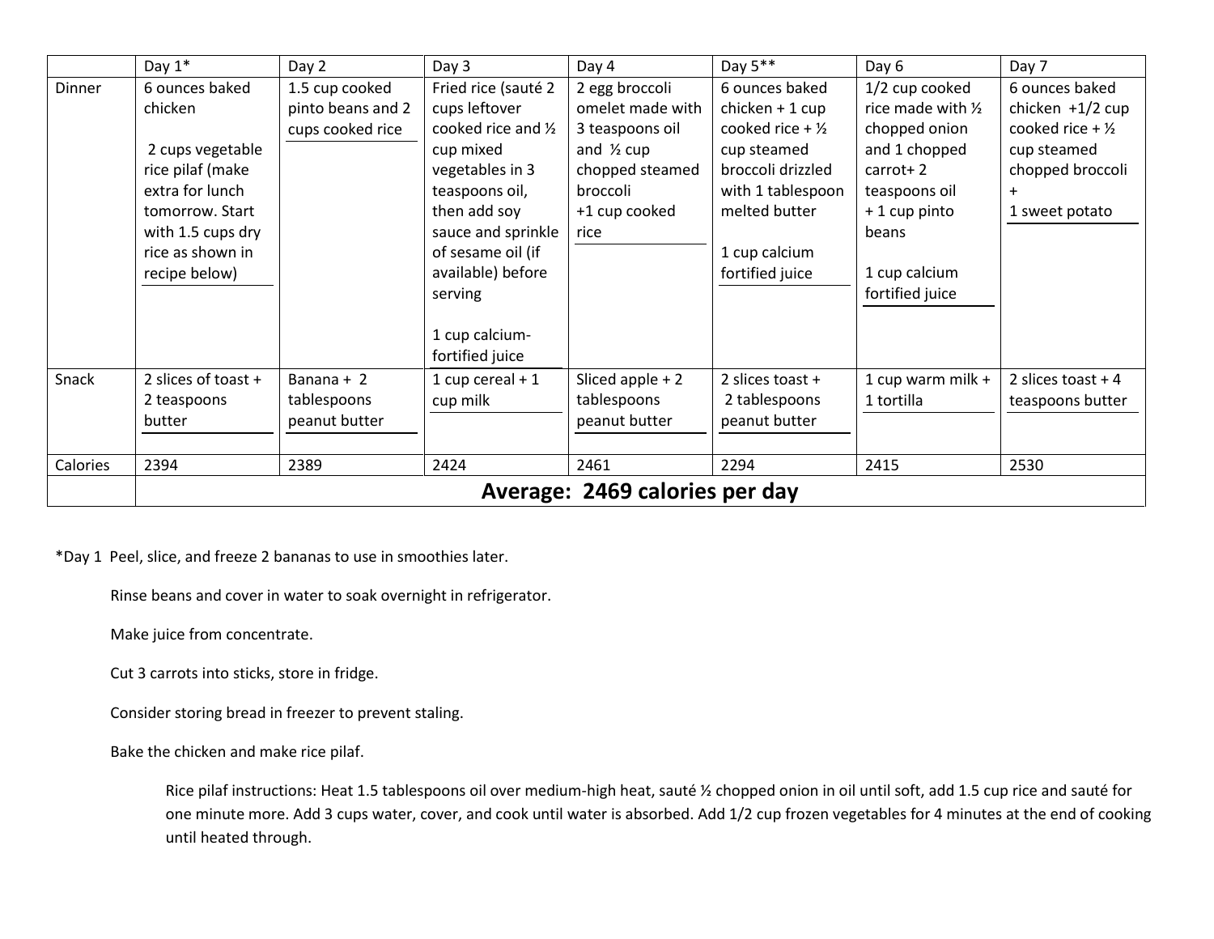| | Day 1* | Day 2 | Day 3 | Day 4 | Day 5** | Day 6 | Day 7 |
|---|---|---|---|---|---|---|---|
| Dinner | 6 ounces baked chicken<br><br>2 cups vegetable rice pilaf (make extra for lunch tomorrow. Start with 1.5 cups dry rice as shown in recipe below) | 1.5 cup cooked pinto beans and 2 cups cooked rice | Fried rice (sauté 2 cups leftover cooked rice and ½ cup mixed vegetables in 3 teaspoons oil, then add soy sauce and sprinkle of sesame oil (if available) before serving<br><br>1 cup calcium-fortified juice | 2 egg broccoli omelet made with 3 teaspoons oil and ½ cup chopped steamed broccoli<br>+1 cup cooked rice | 6 ounces baked chicken + 1 cup cooked rice + ½ cup steamed broccoli drizzled with 1 tablespoon melted butter<br><br>1 cup calcium fortified juice | 1/2 cup cooked rice made with ½ chopped onion and 1 chopped carrot+ 2 teaspoons oil<br>+ 1 cup pinto beans<br><br>1 cup calcium fortified juice | 6 ounces baked chicken +1/2 cup cooked rice + ½ cup steamed chopped broccoli<br>+<br>1 sweet potato |
| Snack | 2 slices of toast + 2 teaspoons butter | Banana + 2 tablespoons peanut butter | 1 cup cereal + 1 cup milk | Sliced apple + 2 tablespoons peanut butter | 2 slices toast + 2 tablespoons peanut butter | 1 cup warm milk + 1 tortilla | 2 slices toast + 4 teaspoons butter |
| Calories | 2394 | 2389 | 2424 | 2461 | 2294 | 2415 | 2530 |
| | **Average: 2469 calories per day** | | | | | | |

*Day 1 Peel, slice, and freeze 2 bananas to use in smoothies later.

Rinse beans and cover in water to soak overnight in refrigerator.

Make juice from concentrate.

Cut 3 carrots into sticks, store in fridge.

Consider storing bread in freezer to prevent staling.

Bake the chicken and make rice pilaf.

Rice pilaf instructions: Heat 1.5 tablespoons oil over medium-high heat, sauté ½ chopped onion in oil until soft, add 1.5 cup rice and sauté for one minute more. Add 3 cups water, cover, and cook until water is absorbed. Add 1/2 cup frozen vegetables for 4 minutes at the end of cooking until heated through.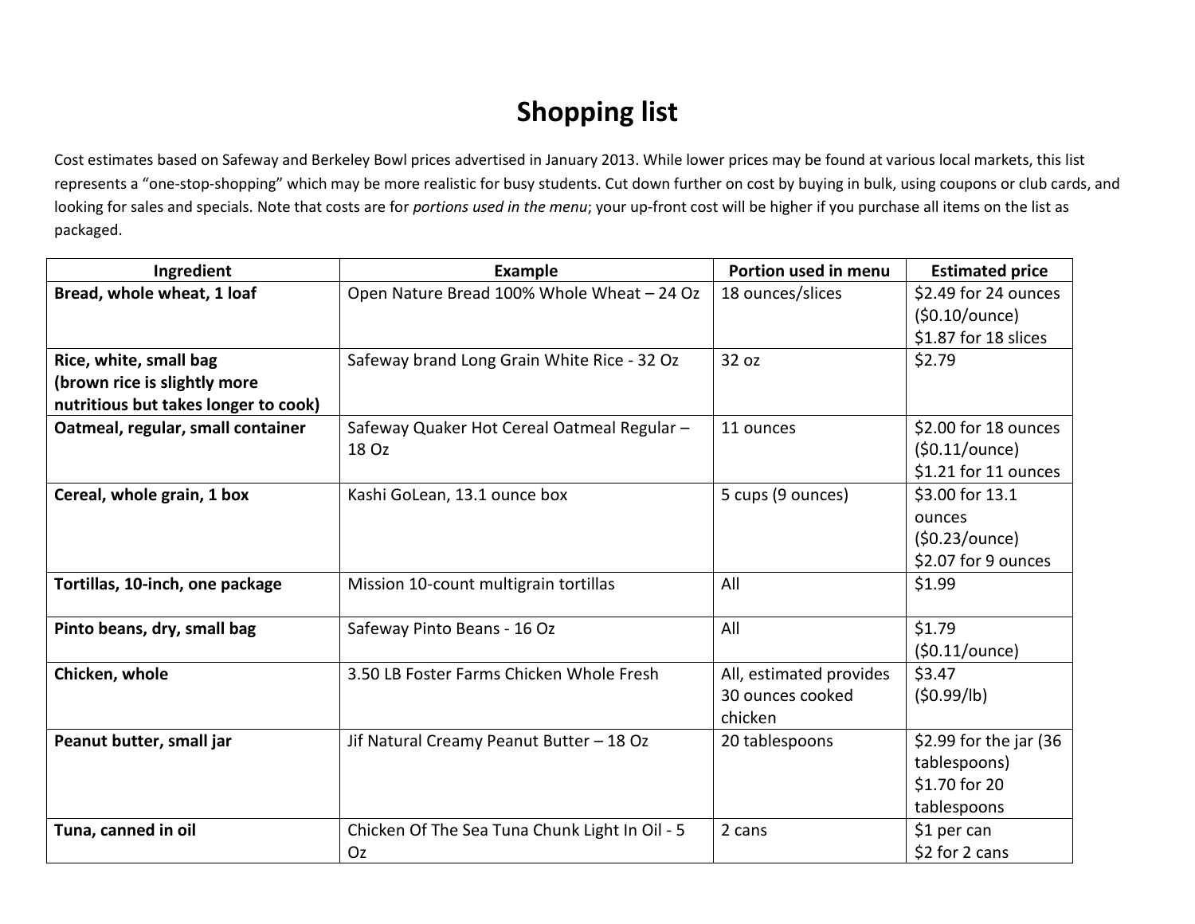# Shopping list

Cost estimates based on Safeway and Berkeley Bowl prices advertised in January 2013. While lower prices may be found at various local markets, this list represents a "one-stop-shopping" which may be more realistic for busy students. Cut down further on cost by buying in bulk, using coupons or club cards, and looking for sales and specials. Note that costs are for *portions used in the menu*; your up-front cost will be higher if you purchase all items on the list as packaged.

| Ingredient | Example | Portion used in menu | Estimated price |
|---|---|---|---|
| **Bread, whole wheat, 1 loaf** | Open Nature Bread 100% Whole Wheat – 24 Oz | 18 ounces/slices | $2.49 for 24 ounces ($0.10/ounce) $1.87 for 18 slices |
| **Rice, white, small bag (brown rice is slightly more nutritious but takes longer to cook)** | Safeway brand Long Grain White Rice - 32 Oz | 32 oz | $2.79 |
| **Oatmeal, regular, small container** | Safeway Quaker Hot Cereal Oatmeal Regular – 18 Oz | 11 ounces | $2.00 for 18 ounces ($0.11/ounce) $1.21 for 11 ounces |
| **Cereal, whole grain, 1 box** | Kashi GoLean, 13.1 ounce box | 5 cups (9 ounces) | $3.00 for 13.1 ounces ($0.23/ounce) $2.07 for 9 ounces |
| **Tortillas, 10-inch, one package** | Mission 10-count multigrain tortillas | All | $1.99 |
| **Pinto beans, dry, small bag** | Safeway Pinto Beans - 16 Oz | All | $1.79 ($0.11/ounce) |
| **Chicken, whole** | 3.50 LB Foster Farms Chicken Whole Fresh | All, estimated provides 30 ounces cooked chicken | $3.47 ($0.99/lb) |
| **Peanut butter, small jar** | Jif Natural Creamy Peanut Butter – 18 Oz | 20 tablespoons | $2.99 for the jar (36 tablespoons) $1.70 for 20 tablespoons |
| **Tuna, canned in oil** | Chicken Of The Sea Tuna Chunk Light In Oil - 5 Oz | 2 cans | $1 per can $2 for 2 cans |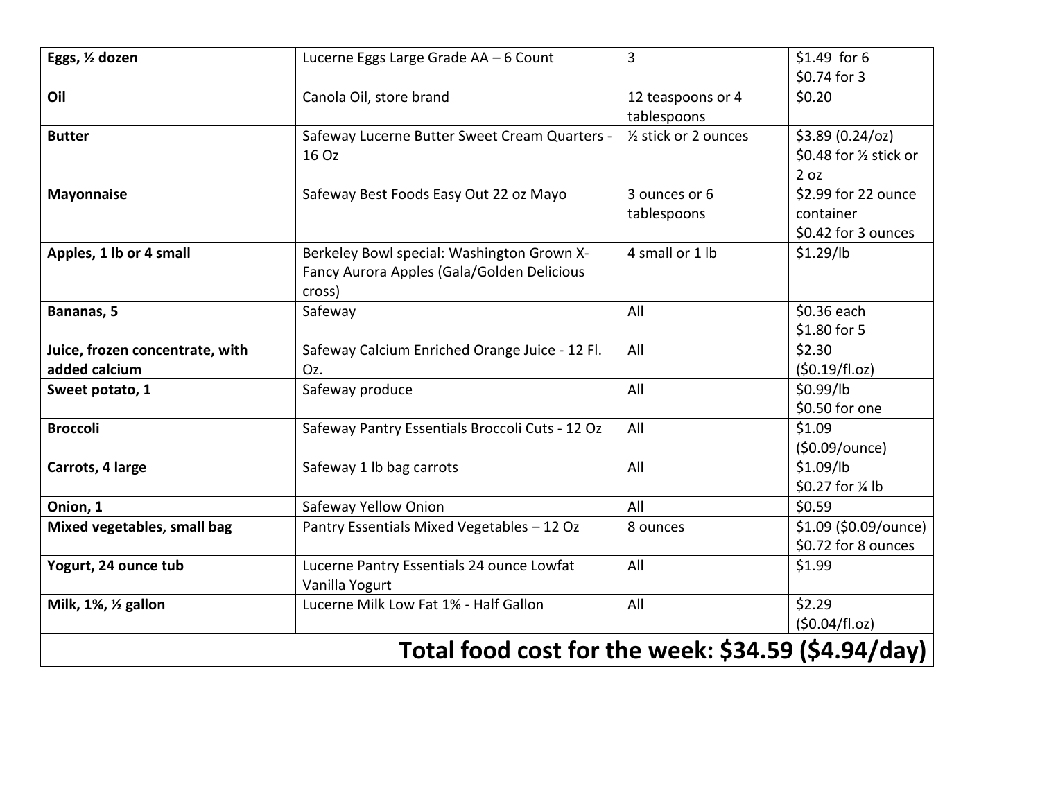| | | | |
|---|---|---|---|
| **Eggs, ½ dozen** | Lucerne Eggs Large Grade AA – 6 Count | 3 | $1.49 for 6<br>$0.74 for 3 |
| **Oil** | Canola Oil, store brand | 12 teaspoons or 4 tablespoons | $0.20 |
| **Butter** | Safeway Lucerne Butter Sweet Cream Quarters - 16 Oz | ½ stick or 2 ounces | $3.89 (0.24/oz)<br>$0.48 for ½ stick or 2 oz |
| **Mayonnaise** | Safeway Best Foods Easy Out 22 oz Mayo | 3 ounces or 6 tablespoons | $2.99 for 22 ounce container<br>$0.42 for 3 ounces |
| **Apples, 1 lb or 4 small** | Berkeley Bowl special: Washington Grown X-Fancy Aurora Apples (Gala/Golden Delicious cross) | 4 small or 1 lb | $1.29/lb |
| **Bananas, 5** | Safeway | All | $0.36 each<br>$1.80 for 5 |
| **Juice, frozen concentrate, with added calcium** | Safeway Calcium Enriched Orange Juice - 12 Fl. Oz. | All | $2.30<br>($0.19/fl.oz) |
| **Sweet potato, 1** | Safeway produce | All | $0.99/lb<br>$0.50 for one |
| **Broccoli** | Safeway Pantry Essentials Broccoli Cuts - 12 Oz | All | $1.09<br>($0.09/ounce) |
| **Carrots, 4 large** | Safeway 1 lb bag carrots | All | $1.09/lb<br>$0.27 for ¼ lb |
| **Onion, 1** | Safeway Yellow Onion | All | $0.59 |
| **Mixed vegetables, small bag** | Pantry Essentials Mixed Vegetables – 12 Oz | 8 ounces | $1.09 ($0.09/ounce)<br>$0.72 for 8 ounces |
| **Yogurt, 24 ounce tub** | Lucerne Pantry Essentials 24 ounce Lowfat Vanilla Yogurt | All | $1.99 |
| **Milk, 1%, ½ gallon** | Lucerne Milk Low Fat 1% - Half Gallon | All | $2.29<br>($0.04/fl.oz) |
| **Total food cost for the week: $34.59 ($4.94/day)** | | | |